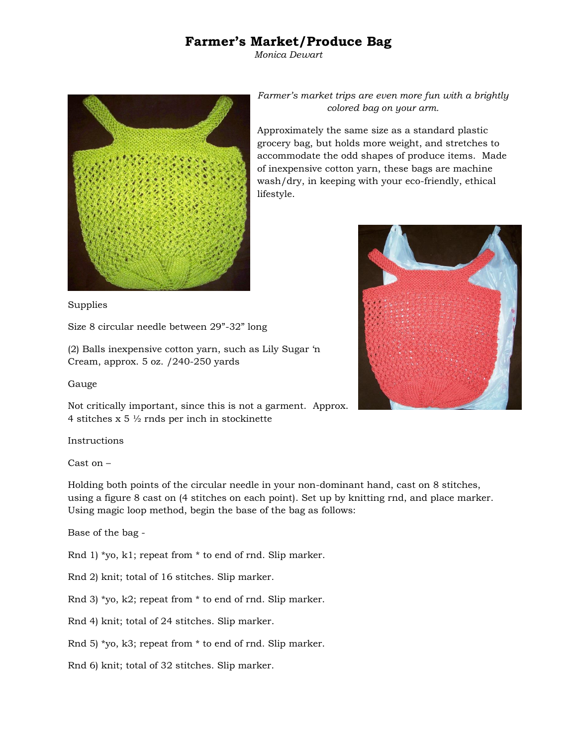# Farmer's Market/Produce Bag

*Monica Dewart*

*Farmer's market trips are even more fun with a brightly colored bag on your arm.*

Approximately the same size as a standard plastic grocery bag, but holds more weight, and stretches to accommodate the odd shapes of produce items. Made of inexpensive cotton yarn, these bags are machine wash/dry, in keeping with your eco-friendly, ethical lifestyle.

Supplies

Size 8 circular needle between 29"-32" long

(2) Balls inexpensive cotton yarn, such as Lily Sugar 'n Cream, approx. 5 oz. /240-250 yards

Gauge

Not critically important, since this is not a garment. Approx. 4 stitches x 5 ½ rnds per inch in stockinette

Instructions

Cast on –

Holding both points of the circular needle in your non-dominant hand, cast on 8 stitches, using a figure 8 cast on (4 stitches on each point). Set up by knitting rnd, and place marker. Using magic loop method, begin the base of the bag as follows:

Base of the bag -

Rnd 1) *yo, k1; repeat from * to end of rnd. Slip marker.

Rnd 2) knit; total of 16 stitches. Slip marker.

Rnd 3) *yo, k2; repeat from * to end of rnd. Slip marker.

Rnd 4) knit; total of 24 stitches. Slip marker.

Rnd 5) *yo, k3; repeat from * to end of rnd. Slip marker.

Rnd 6) knit; total of 32 stitches. Slip marker.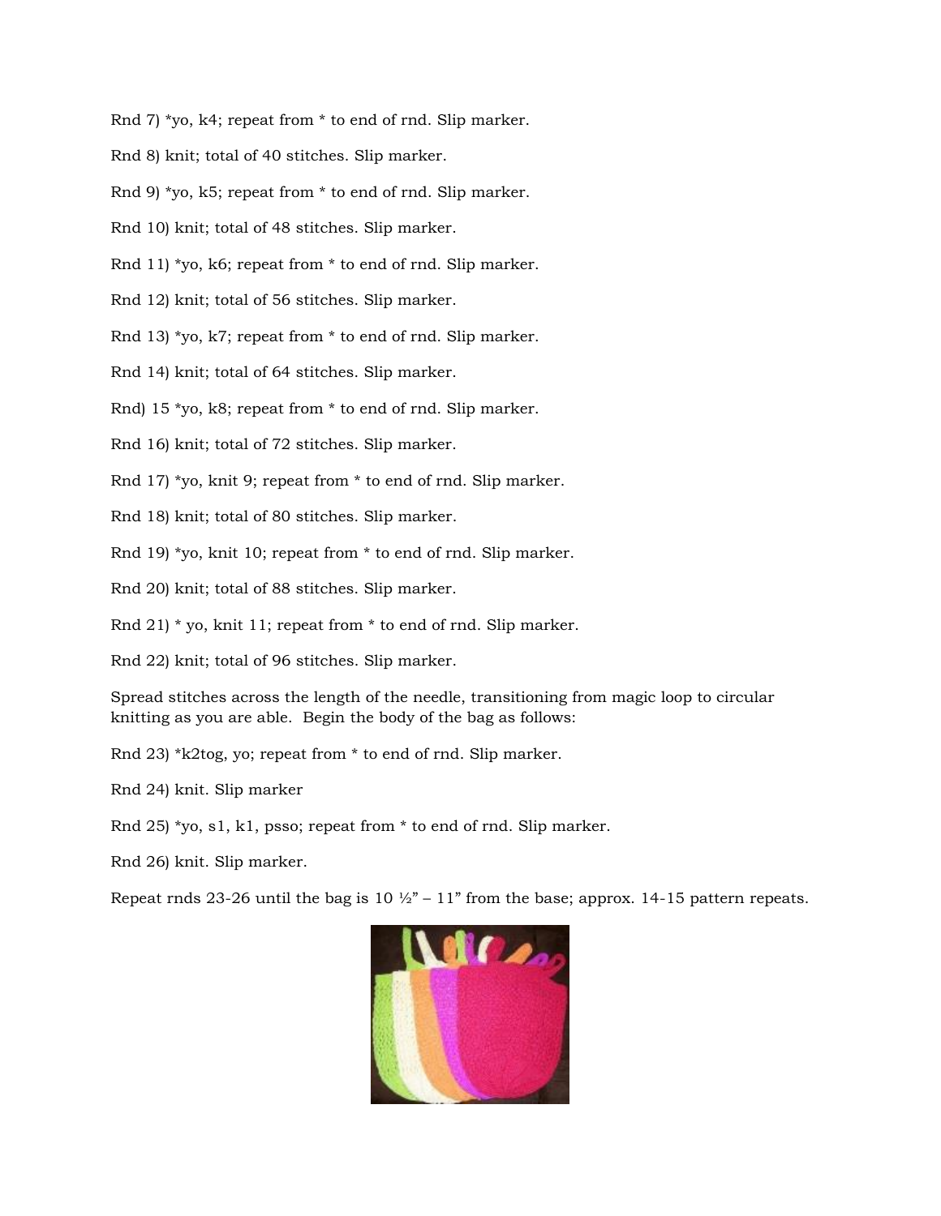Rnd 7) *yo, k4; repeat from * to end of rnd. Slip marker.

Rnd 8) knit; total of 40 stitches. Slip marker.

Rnd 9) *yo, k5; repeat from * to end of rnd. Slip marker.

Rnd 10) knit; total of 48 stitches. Slip marker.

Rnd 11) *yo, k6; repeat from * to end of rnd. Slip marker.

Rnd 12) knit; total of 56 stitches. Slip marker.

Rnd 13) *yo, k7; repeat from * to end of rnd. Slip marker.

Rnd 14) knit; total of 64 stitches. Slip marker.

Rnd) 15 *yo, k8; repeat from * to end of rnd. Slip marker.

Rnd 16) knit; total of 72 stitches. Slip marker.

Rnd 17) *yo, knit 9; repeat from * to end of rnd. Slip marker.

Rnd 18) knit; total of 80 stitches. Slip marker.

Rnd 19) *yo, knit 10; repeat from * to end of rnd. Slip marker.

Rnd 20) knit; total of 88 stitches. Slip marker.

Rnd 21) * yo, knit 11; repeat from * to end of rnd. Slip marker.

Rnd 22) knit; total of 96 stitches. Slip marker.

Spread stitches across the length of the needle, transitioning from magic loop to circular knitting as you are able. Begin the body of the bag as follows:

Rnd 23) *k2tog, yo; repeat from * to end of rnd. Slip marker.

Rnd 24) knit. Slip marker

Rnd 25) *yo, s1, k1, psso; repeat from * to end of rnd. Slip marker.

Rnd 26) knit. Slip marker.

Repeat rnds 23-26 until the bag is 10 ½" – 11" from the base; approx. 14-15 pattern repeats.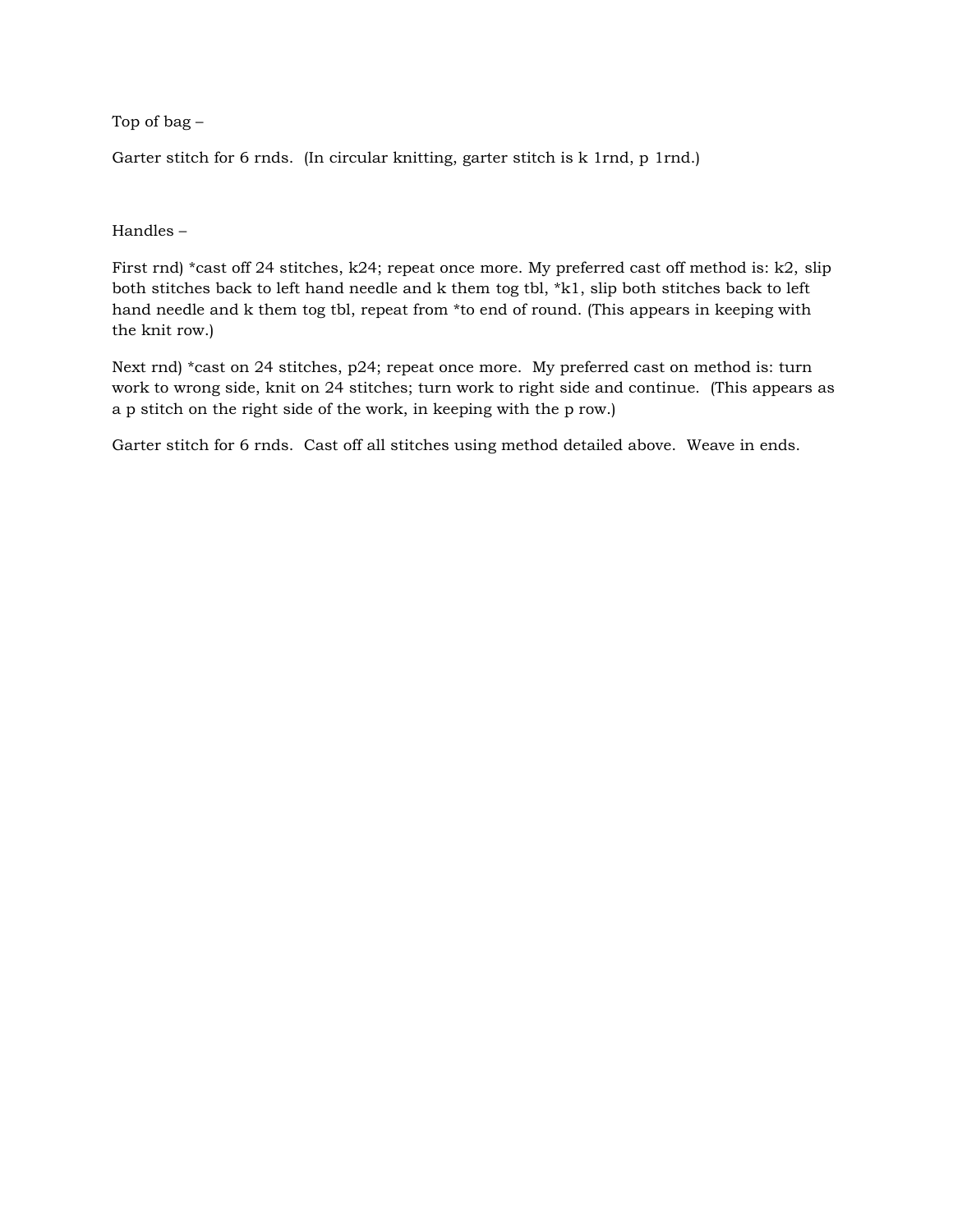Top of bag –

Garter stitch for 6 rnds. (In circular knitting, garter stitch is k 1rnd, p 1rnd.)

Handles –

First rnd) *cast off 24 stitches, k24; repeat once more. My preferred cast off method is: k2, slip both stitches back to left hand needle and k them tog tbl, *k1, slip both stitches back to left hand needle and k them tog tbl, repeat from *to end of round. (This appears in keeping with the knit row.)

Next rnd) *cast on 24 stitches, p24; repeat once more. My preferred cast on method is: turn work to wrong side, knit on 24 stitches; turn work to right side and continue. (This appears as a p stitch on the right side of the work, in keeping with the p row.)

Garter stitch for 6 rnds. Cast off all stitches using method detailed above. Weave in ends.